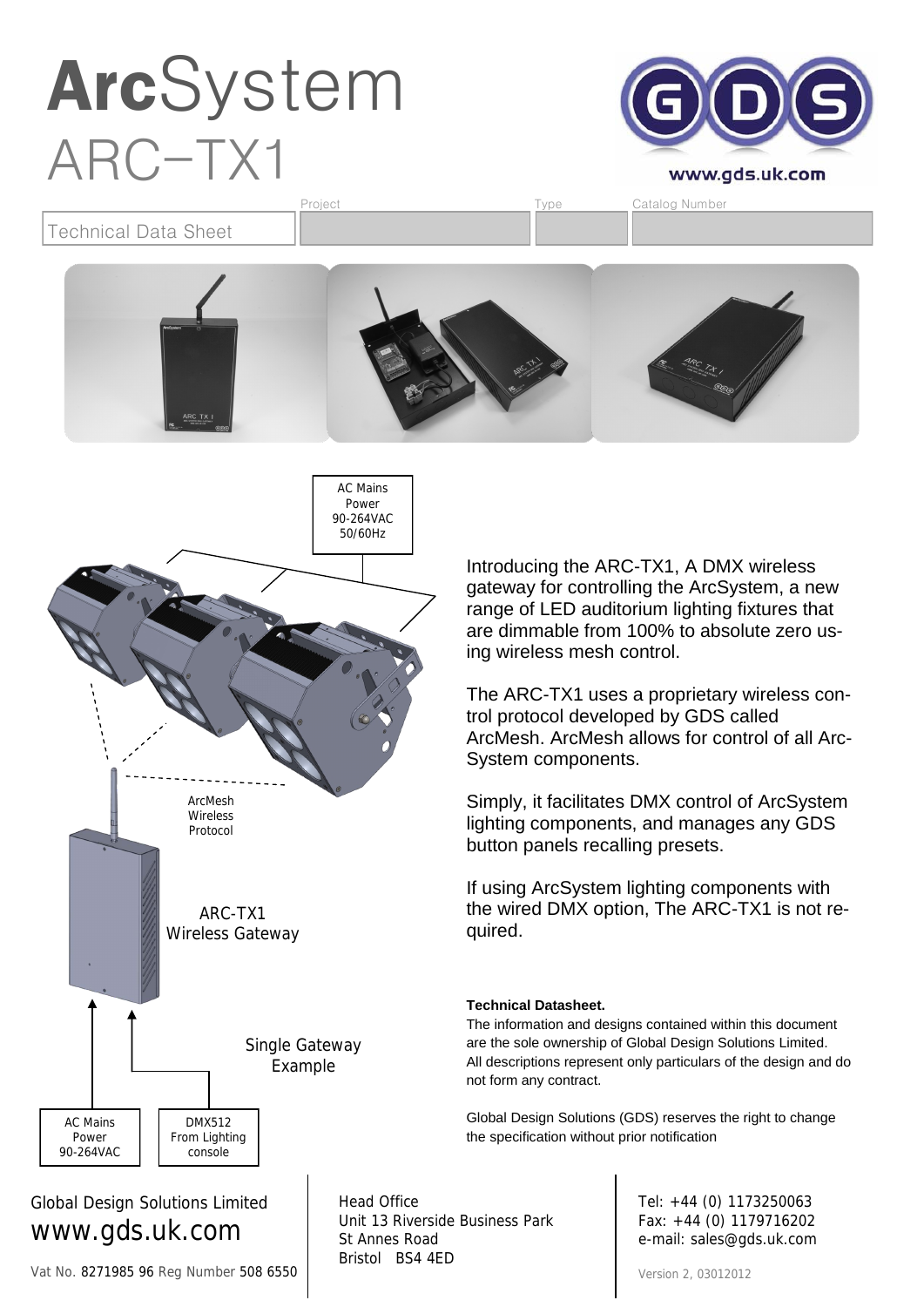# **Arc**System
# ARC–TX1

www.gds.uk.com

| Technical Data Sheet | Project | Type | Catalog Number |
|---|---|---|---|
| | | | |

AC Mains Power 90-264VAC 50/60Hz

ArcMesh Wireless Protocol

ARC-TX1 Wireless Gateway

Single Gateway Example

AC Mains Power 90-264VAC

DMX512 From Lighting console

Introducing the ARC-TX1, A DMX wireless gateway for controlling the ArcSystem, a new range of LED auditorium lighting fixtures that are dimmable from 100% to absolute zero using wireless mesh control.

The ARC-TX1 uses a proprietary wireless control protocol developed by GDS called ArcMesh. ArcMesh allows for control of all ArcSystem components.

Simply, it facilitates DMX control of ArcSystem lighting components, and manages any GDS button panels recalling presets.

If using ArcSystem lighting components with the wired DMX option, The ARC-TX1 is not required.

**Technical Datasheet.**

The information and designs contained within this document are the sole ownership of Global Design Solutions Limited. All descriptions represent only particulars of the design and do not form any contract.

Global Design Solutions (GDS) reserves the right to change the specification without prior notification

Global Design Solutions Limited
www.gds.uk.com

Vat No. 8271985 96 Reg Number 508 6550

Head Office
Unit 13 Riverside Business Park
St Annes Road
Bristol BS4 4ED

Tel: +44 (0) 1173250063
Fax: +44 (0) 1179716202
e-mail: sales@gds.uk.com

Version 2, 03012012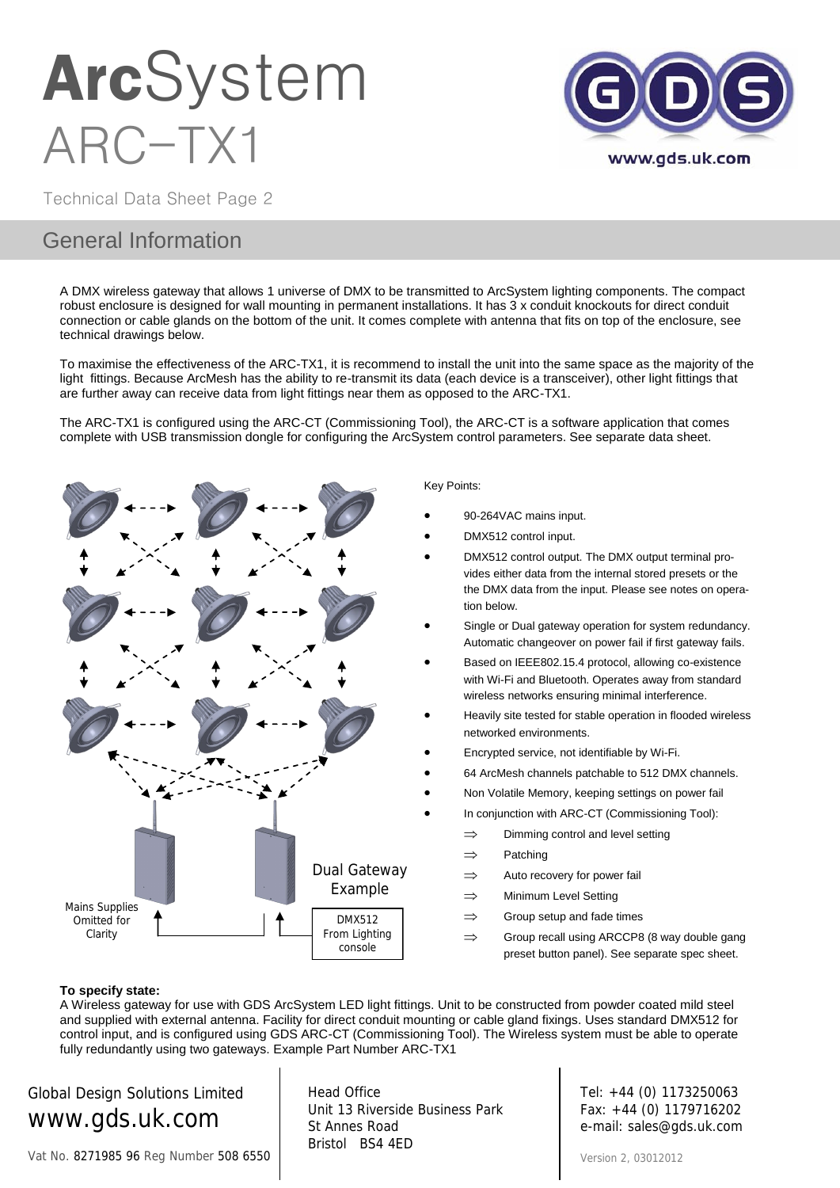# ArcSystem ARC-TX1

Technical Data Sheet Page 2

## General Information

A DMX wireless gateway that allows 1 universe of DMX to be transmitted to ArcSystem lighting components. The compact robust enclosure is designed for wall mounting in permanent installations. It has 3 x conduit knockouts for direct conduit connection or cable glands on the bottom of the unit. It comes complete with antenna that fits on top of the enclosure, see technical drawings below.

To maximise the effectiveness of the ARC-TX1, it is recommend to install the unit into the same space as the majority of the light fittings. Because ArcMesh has the ability to re-transmit its data (each device is a transceiver), other light fittings that are further away can receive data from light fittings near them as opposed to the ARC-TX1.

The ARC-TX1 is configured using the ARC-CT (Commissioning Tool), the ARC-CT is a software application that comes complete with USB transmission dongle for configuring the ArcSystem control parameters. See separate data sheet.

Dual Gateway Example

Mains Supplies Omitted for Clarity

DMX512 From Lighting console

Key Points:

- 90-264VAC mains input.
- DMX512 control input.
- DMX512 control output. The DMX output terminal provides either data from the internal stored presets or the the DMX data from the input. Please see notes on operation below.
- Single or Dual gateway operation for system redundancy. Automatic changeover on power fail if first gateway fails.
- Based on IEEE802.15.4 protocol, allowing co-existence with Wi-Fi and Bluetooth. Operates away from standard wireless networks ensuring minimal interference.
- Heavily site tested for stable operation in flooded wireless networked environments.
- Encrypted service, not identifiable by Wi-Fi.
- 64 ArcMesh channels patchable to 512 DMX channels.
- Non Volatile Memory, keeping settings on power fail
- In conjunction with ARC-CT (Commissioning Tool):
  - ⇒ Dimming control and level setting
  - ⇒ Patching
  - ⇒ Auto recovery for power fail
  - ⇒ Minimum Level Setting
  - ⇒ Group setup and fade times
  - ⇒ Group recall using ARCCP8 (8 way double gang preset button panel). See separate spec sheet.

**To specify state:**

A Wireless gateway for use with GDS ArcSystem LED light fittings. Unit to be constructed from powder coated mild steel and supplied with external antenna. Facility for direct conduit mounting or cable gland fixings. Uses standard DMX512 for control input, and is configured using GDS ARC-CT (Commissioning Tool). The Wireless system must be able to operate fully redundantly using two gateways. Example Part Number ARC-TX1

Global Design Solutions Limited
www.gds.uk.com
Vat No. 8271985 96 Reg Number 508 6550

Head Office
Unit 13 Riverside Business Park
St Annes Road
Bristol BS4 4ED

Tel: +44 (0) 1173250063
Fax: +44 (0) 1179716202
e-mail: sales@gds.uk.com

Version 2, 03012012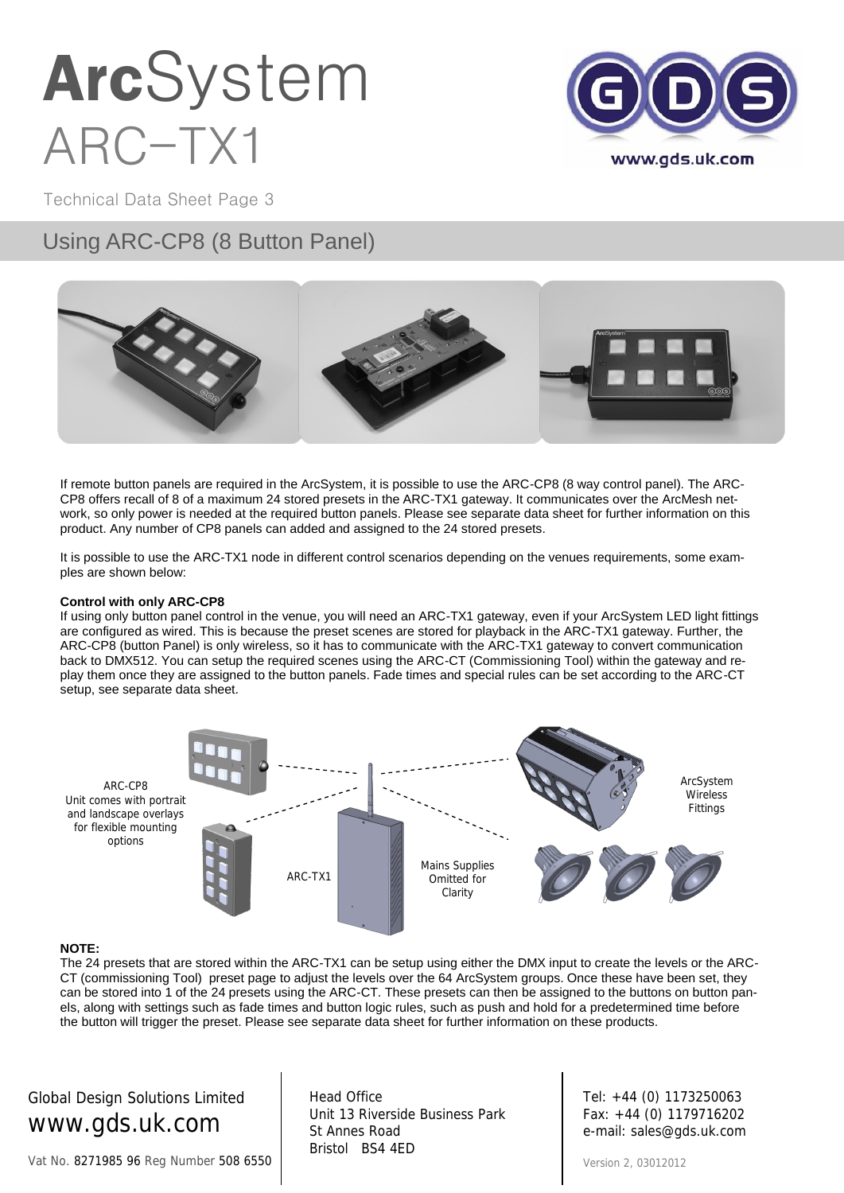# ArcSystem ARC-TX1

Technical Data Sheet Page 3

## Using ARC-CP8 (8 Button Panel)

If remote button panels are required in the ArcSystem, it is possible to use the ARC-CP8 (8 way control panel). The ARC-CP8 offers recall of 8 of a maximum 24 stored presets in the ARC-TX1 gateway. It communicates over the ArcMesh network, so only power is needed at the required button panels. Please see separate data sheet for further information on this product. Any number of CP8 panels can added and assigned to the 24 stored presets.

It is possible to use the ARC-TX1 node in different control scenarios depending on the venues requirements, some examples are shown below:

**Control with only ARC-CP8**

If using only button panel control in the venue, you will need an ARC-TX1 gateway, even if your ArcSystem LED light fittings are configured as wired. This is because the preset scenes are stored for playback in the ARC-TX1 gateway. Further, the ARC-CP8 (button Panel) is only wireless, so it has to communicate with the ARC-TX1 gateway to convert communication back to DMX512. You can setup the required scenes using the ARC-CT (Commissioning Tool) within the gateway and replay them once they are assigned to the button panels. Fade times and special rules can be set according to the ARC-CT setup, see separate data sheet.

ARC-CP8
Unit comes with portrait and landscape overlays for flexible mounting options

ARC-TX1

Mains Supplies Omitted for Clarity

ArcSystem Wireless Fittings

**NOTE:**

The 24 presets that are stored within the ARC-TX1 can be setup using either the DMX input to create the levels or the ARC-CT (commissioning Tool) preset page to adjust the levels over the 64 ArcSystem groups. Once these have been set, they can be stored into 1 of the 24 presets using the ARC-CT. These presets can then be assigned to the buttons on button panels, along with settings such as fade times and button logic rules, such as push and hold for a predetermined time before the button will trigger the preset. Please see separate data sheet for further information on these products.

Global Design Solutions Limited
www.gds.uk.com
Vat No. 8271985 96 Reg Number 508 6550

Head Office
Unit 13 Riverside Business Park
St Annes Road
Bristol BS4 4ED

Tel: +44 (0) 1173250063
Fax: +44 (0) 1179716202
e-mail: sales@gds.uk.com

Version 2, 03012012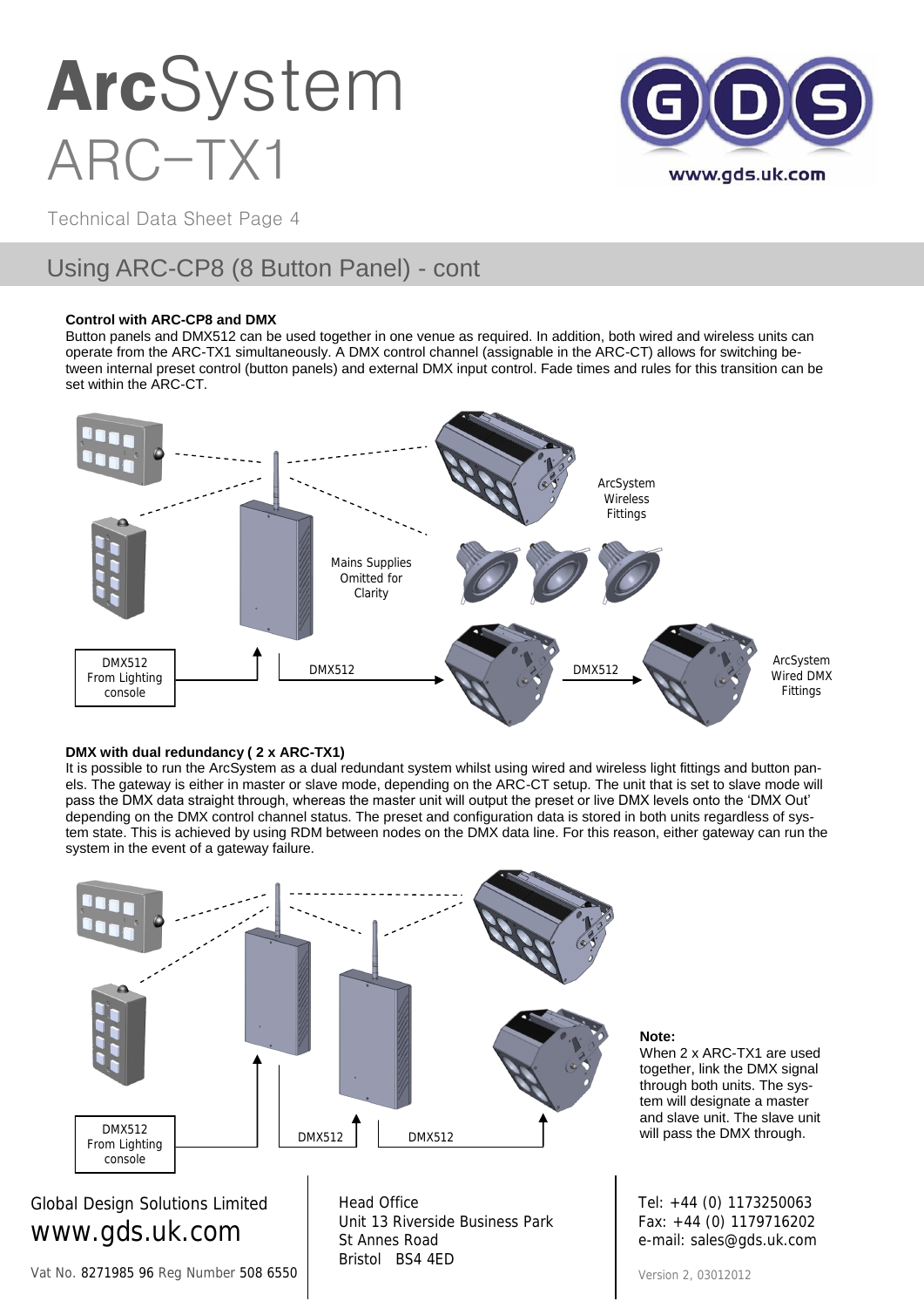# ArcSystem ARC-TX1

Technical Data Sheet Page 4

## Using ARC-CP8 (8 Button Panel) - cont

**Control with ARC-CP8 and DMX**

Button panels and DMX512 can be used together in one venue as required. In addition, both wired and wireless units can operate from the ARC-TX1 simultaneously. A DMX control channel (assignable in the ARC-CT) allows for switching between internal preset control (button panels) and external DMX input control. Fade times and rules for this transition can be set within the ARC-CT.

ArcSystem Wireless Fittings

Mains Supplies Omitted for Clarity

DMX512 From Lighting console

DMX512

DMX512

ArcSystem Wired DMX Fittings

**DMX with dual redundancy ( 2 x ARC-TX1)**

It is possible to run the ArcSystem as a dual redundant system whilst using wired and wireless light fittings and button panels. The gateway is either in master or slave mode, depending on the ARC-CT setup. The unit that is set to slave mode will pass the DMX data straight through, whereas the master unit will output the preset or live DMX levels onto the 'DMX Out' depending on the DMX control channel status. The preset and configuration data is stored in both units regardless of system state. This is achieved by using RDM between nodes on the DMX data line. For this reason, either gateway can run the system in the event of a gateway failure.

DMX512 From Lighting console

DMX512

DMX512

**Note:**
When 2 x ARC-TX1 are used together, link the DMX signal through both units. The system will designate a master and slave unit. The slave unit will pass the DMX through.

Global Design Solutions Limited
www.gds.uk.com
Vat No. 8271985 96 Reg Number 508 6550

Head Office
Unit 13 Riverside Business Park
St Annes Road
Bristol BS4 4ED

Tel: +44 (0) 1173250063
Fax: +44 (0) 1179716202
e-mail: sales@gds.uk.com

Version 2, 03012012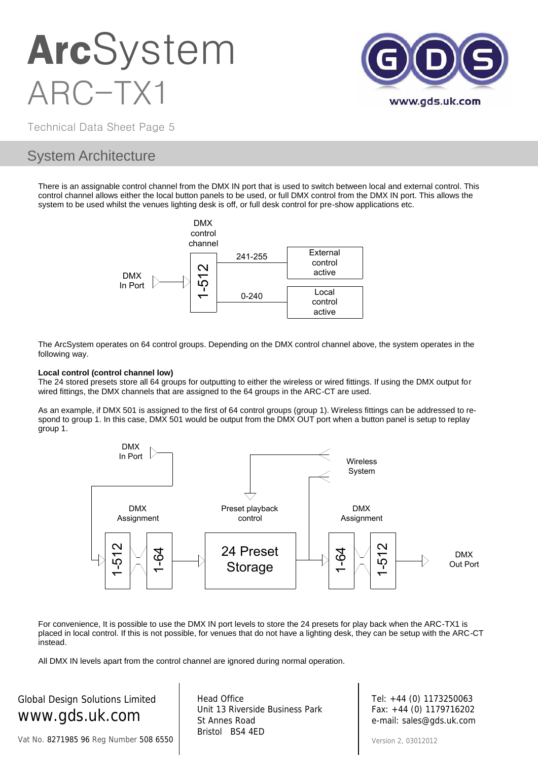# ArcSystem ARC-TX1

Technical Data Sheet Page 5

## System Architecture

There is an assignable control channel from the DMX IN port that is used to switch between local and external control. This control channel allows either the local button panels to be used, or full DMX control from the DMX IN port. This allows the system to be used whilst the venues lighting desk is off, or full desk control for pre-show applications etc.

DMX control channel

DMX In Port → 1-512

241-255 → External control active

0-240 → Local control active

The ArcSystem operates on 64 control groups. Depending on the DMX control channel above, the system operates in the following way.

**Local control (control channel low)**

The 24 stored presets store all 64 groups for outputting to either the wireless or wired fittings. If using the DMX output for wired fittings, the DMX channels that are assigned to the 64 groups in the ARC-CT are used.

As an example, if DMX 501 is assigned to the first of 64 control groups (group 1). Wireless fittings can be addressed to respond to group 1. In this case, DMX 501 would be output from the DMX OUT port when a button panel is setup to replay group 1.

DMX In Port → DMX Assignment (1-512 → 1-64) → 24 Preset Storage (Preset playback control, Wireless System) → DMX Assignment (1-64 → 1-512) → DMX Out Port

For convenience, It is possible to use the DMX IN port levels to store the 24 presets for play back when the ARC-TX1 is placed in local control. If this is not possible, for venues that do not have a lighting desk, they can be setup with the ARC-CT instead.

All DMX IN levels apart from the control channel are ignored during normal operation.

Global Design Solutions Limited
www.gds.uk.com
Vat No. 8271985 96 Reg Number 508 6550

Head Office
Unit 13 Riverside Business Park
St Annes Road
Bristol BS4 4ED

Tel: +44 (0) 1173250063
Fax: +44 (0) 1179716202
e-mail: sales@gds.uk.com

Version 2, 03012012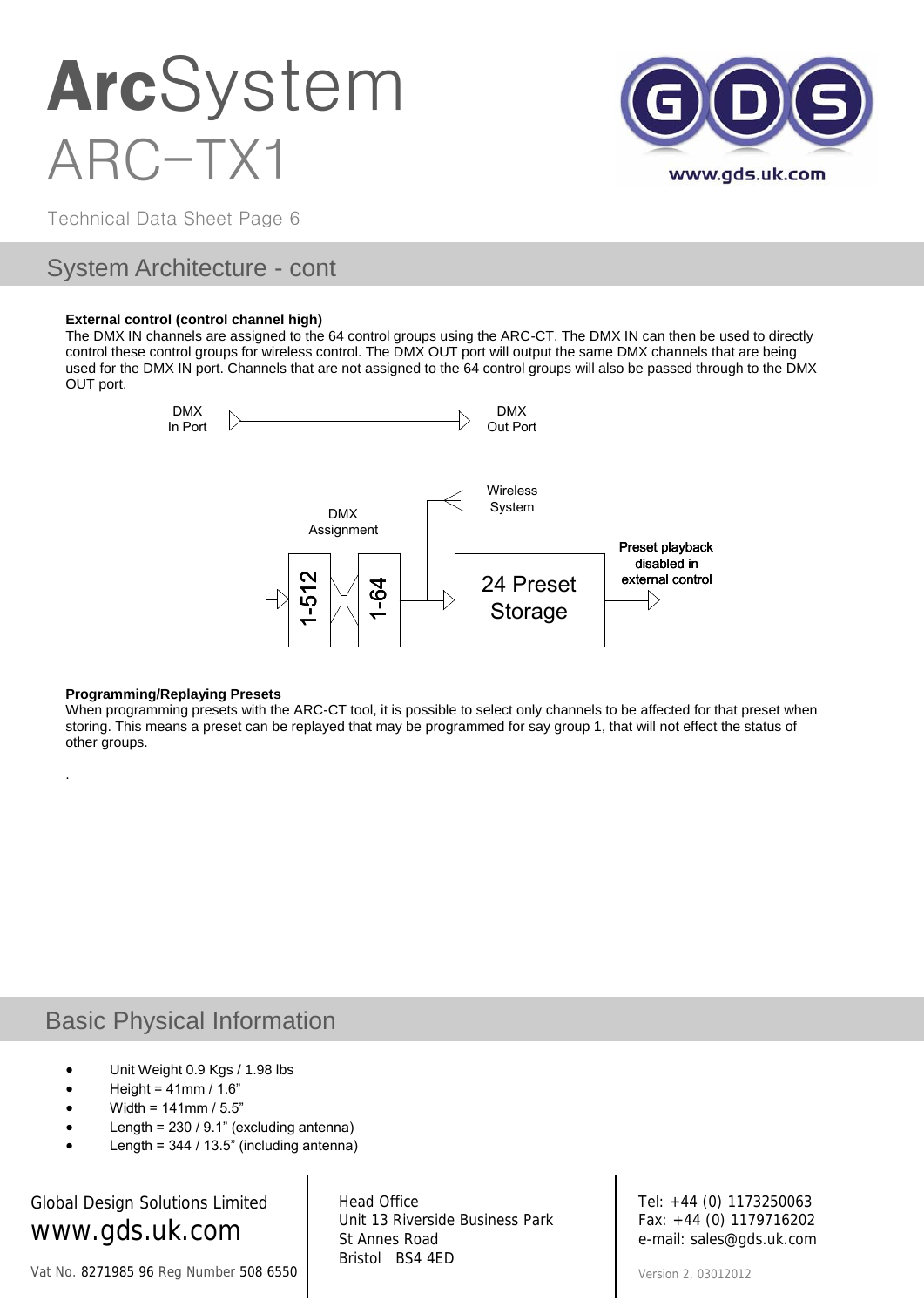## System Architecture - cont

**External control (control channel high)**
The DMX IN channels are assigned to the 64 control groups using the ARC-CT. The DMX IN can then be used to directly control these control groups for wireless control. The DMX OUT port will output the same DMX channels that are being used for the DMX IN port. Channels that are not assigned to the 64 control groups will also be passed through to the DMX OUT port.

DMX In Port

DMX Out Port

Wireless System

DMX Assignment

1-512

1-64

24 Preset Storage

Preset playback disabled in external control

**Programming/Replaying Presets**
When programming presets with the ARC-CT tool, it is possible to select only channels to be affected for that preset when storing. This means a preset can be replayed that may be programmed for say group 1, that will not effect the status of other groups.

.

## Basic Physical Information

- Unit Weight 0.9 Kgs / 1.98 lbs
- Height = 41mm / 1.6”
- Width = 141mm / 5.5”
- Length = 230 / 9.1” (excluding antenna)
- Length = 344 / 13.5” (including antenna)

Global Design Solutions Limited
www.gds.uk.com
Vat No. 8271985 96 Reg Number 508 6550

Head Office
Unit 13 Riverside Business Park
St Annes Road
Bristol BS4 4ED

Tel: +44 (0) 1173250063
Fax: +44 (0) 1179716202
e-mail: sales@gds.uk.com

Version 2, 03012012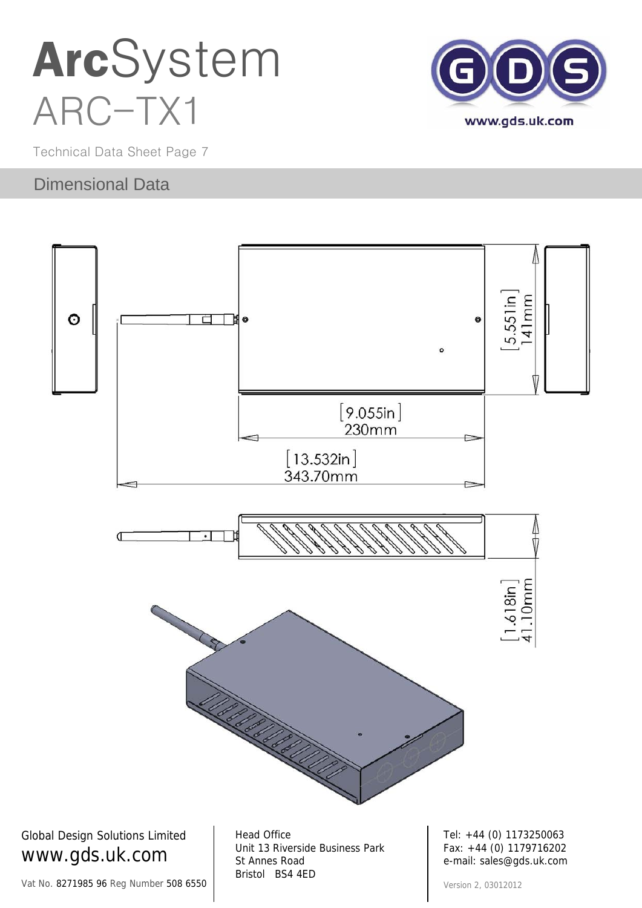# ArcSystem ARC-TX1

Technical Data Sheet Page 7

## Dimensional Data

[5.551in]
141mm

[9.055in]
230mm

[13.532in]
343.70mm

[1.618in]
41.10mm

Global Design Solutions Limited
www.gds.uk.com

Vat No. 8271985 96 Reg Number 508 6550

Head Office
Unit 13 Riverside Business Park
St Annes Road
Bristol BS4 4ED

Tel: +44 (0) 1173250063
Fax: +44 (0) 1179716202
e-mail: sales@gds.uk.com

Version 2, 03012012